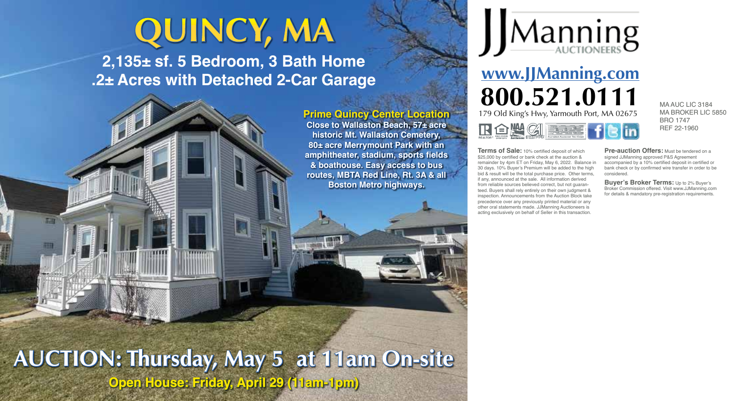# QUINCY, MA

## 2,135± sf. 5 Bedroom, 3 Bath Home
## .2± Acres with Detached 2-Car Garage

**Prime Quincy Center Location**

**Close to Wallaston Beach, 57± acre historic Mt. Wallaston Cemetery, 80± acre Merrymount Park with an amphitheater, stadium, sports fields & boathouse. Easy access to bus routes, MBTA Red Line, Rt. 3A & all Boston Metro highways.**

# AUCTION: Thursday, May 5 at 11am On-site

**Open House: Friday, April 29 (11am-1pm)**

JJManning AUCTIONEERS

**www.JJManning.com**

# 800.521.0111

179 Old King's Hwy, Yarmouth Port, MA 02675

MA AUC LIC 3184
MA BROKER LIC 5850
BRO 1747
REF 22-1960

**Terms of Sale:** 10% certified deposit of which $25,000 by certified or bank check at the auction & remainder by 4pm ET on Friday, May 6, 2022. Balance in 30 days. 10% Buyer's Premium will be added to the high bid & result will be the total purchase price. Other terms, if any, announced at the sale. All information derived from reliable sources believed correct, but not guaranteed. Buyers shall rely entirely on their own judgment & inspection. Announcements from the Auction Block take precedence over any previously printed material or any other oral statements made. JJManning Auctioneers is acting exclusively on behalf of Seller in this transaction.

**Pre-auction Offers:** Must be tendered on a signed JJManning approved P&S Agreement accompanied by a 10% certified deposit in certified or bank check or by confirmed wire transfer in order to be considered.

**Buyer's Broker Terms:** Up to 2% Buyer's Broker Commission offered. Visit www.JJManning.com for details & mandatory pre-registration requirements.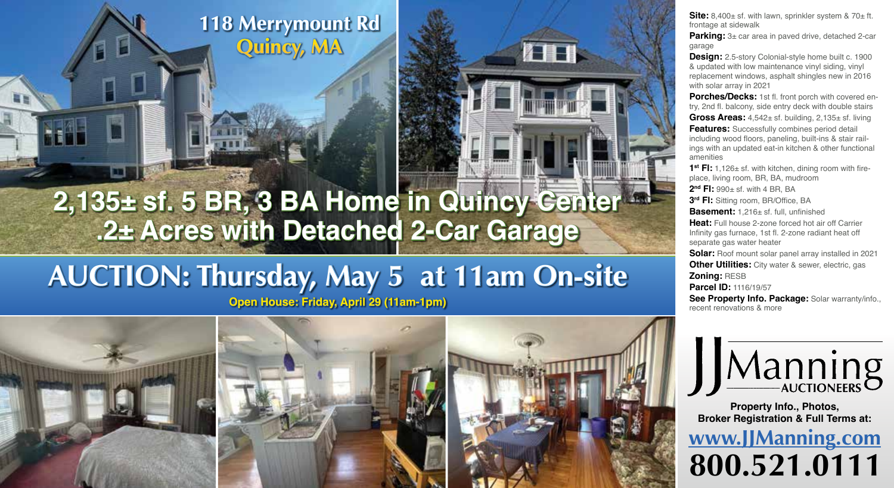# 118 Merrymount Rd
## Quincy, MA

# 2,135± sf. 5 BR, 3 BA Home in Quincy Center
# .2± Acres with Detached 2-Car Garage

## AUCTION: Thursday, May 5 at 11am On-site

**Open House: Friday, April 29 (11am-1pm)**

**Site:** 8,400± sf. with lawn, sprinkler system & 70± ft. frontage at sidewalk

**Parking:** 3± car area in paved drive, detached 2-car garage

**Design:** 2.5-story Colonial-style home built c. 1900 & updated with low maintenance vinyl siding, vinyl replacement windows, asphalt shingles new in 2016 with solar array in 2021

**Porches/Decks:** 1st fl. front porch with covered entry, 2nd fl. balcony, side entry deck with double stairs

**Gross Areas:** 4,542± sf. building, 2,135± sf. living

**Features:** Successfully combines period detail including wood floors, paneling, built-ins & stair railings with an updated eat-in kitchen & other functional amenities

**1st Fl:** 1,126± sf. with kitchen, dining room with fireplace, living room, BR, BA, mudroom

**2nd Fl:** 990± sf. with 4 BR, BA

**3rd Fl:** Sitting room, BR/Office, BA

**Basement:** 1,216± sf. full, unfinished

**Heat:** Full house 2-zone forced hot air off Carrier Infinity gas furnace, 1st fl. 2-zone radiant heat off separate gas water heater

**Solar:** Roof mount solar panel array installed in 2021

**Other Utilities:** City water & sewer, electric, gas

**Zoning:** RESB

**Parcel ID:** 1116/19/57

**See Property Info. Package:** Solar warranty/info., recent renovations & more

JJManning AUCTIONEERS

**Property Info., Photos, Broker Registration & Full Terms at:**

**www.JJManning.com**

**800.521.0111**